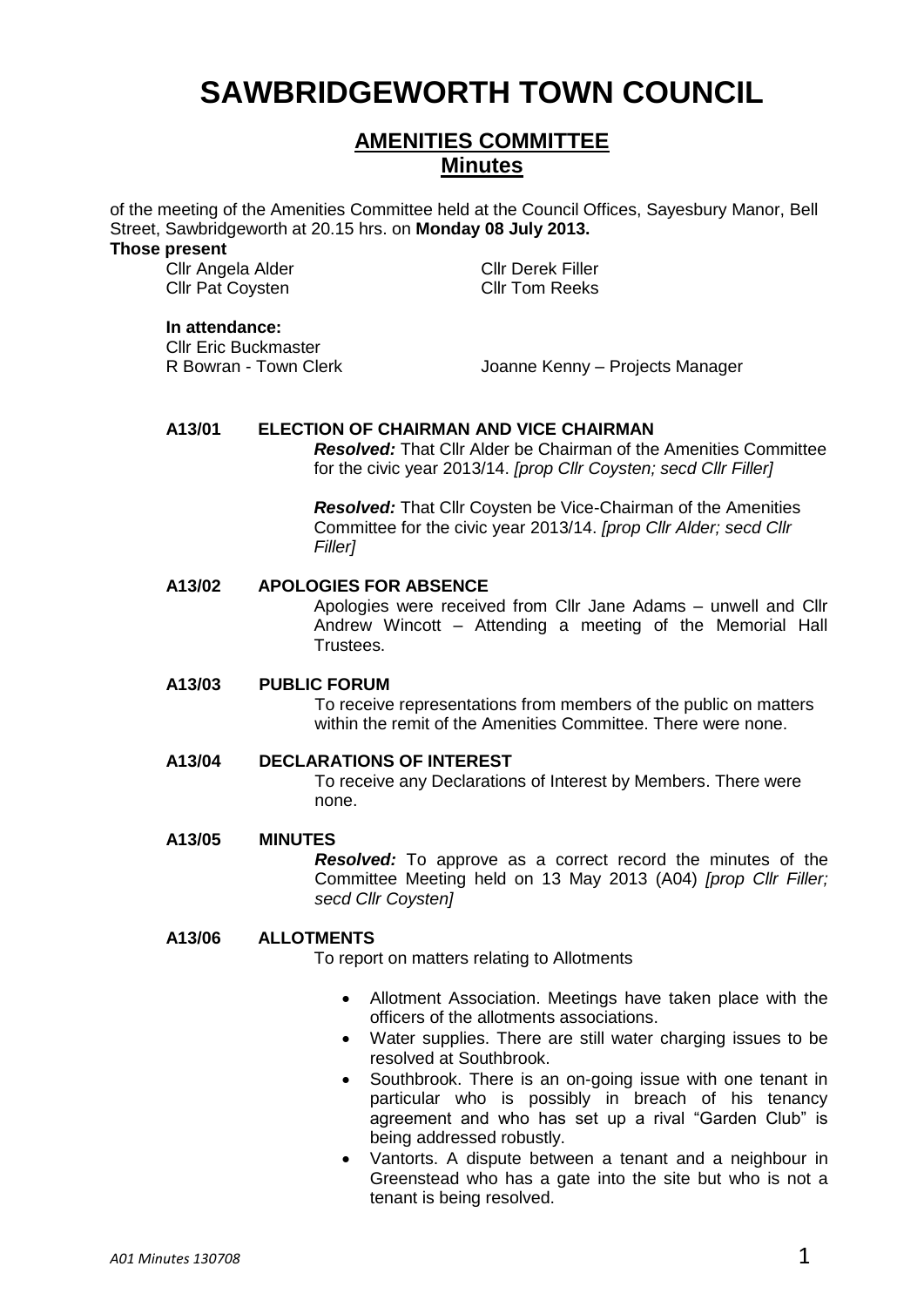# SAWBRIDGEWORTH TOWN COUNCIL

## AMENITIES COMMITTEE
## Minutes

of the meeting of the Amenities Committee held at the Council Offices, Sayesbury Manor, Bell Street, Sawbridgeworth at 20.15 hrs. on **Monday 08 July 2013.**

**Those present**

Cllr Angela Alder
Cllr Derek Filler
Cllr Pat Coysten
Cllr Tom Reeks

**In attendance:**

Cllr Eric Buckmaster
R Bowran - Town Clerk
Joanne Kenny – Projects Manager

**A13/01 ELECTION OF CHAIRMAN AND VICE CHAIRMAN**

***Resolved:*** That Cllr Alder be Chairman of the Amenities Committee for the civic year 2013/14. *[prop Cllr Coysten; secd Cllr Filler]*

***Resolved:*** That Cllr Coysten be Vice-Chairman of the Amenities Committee for the civic year 2013/14. *[prop Cllr Alder; secd Cllr Filler]*

**A13/02 APOLOGIES FOR ABSENCE**

Apologies were received from Cllr Jane Adams – unwell and Cllr Andrew Wincott – Attending a meeting of the Memorial Hall Trustees.

**A13/03 PUBLIC FORUM**

To receive representations from members of the public on matters within the remit of the Amenities Committee. There were none.

**A13/04 DECLARATIONS OF INTEREST**

To receive any Declarations of Interest by Members. There were none.

**A13/05 MINUTES**

***Resolved:*** To approve as a correct record the minutes of the Committee Meeting held on 13 May 2013 (A04) *[prop Cllr Filler; secd Cllr Coysten]*

**A13/06 ALLOTMENTS**

To report on matters relating to Allotments

- Allotment Association. Meetings have taken place with the officers of the allotments associations.
- Water supplies. There are still water charging issues to be resolved at Southbrook.
- Southbrook. There is an on-going issue with one tenant in particular who is possibly in breach of his tenancy agreement and who has set up a rival "Garden Club" is being addressed robustly.
- Vantorts. A dispute between a tenant and a neighbour in Greenstead who has a gate into the site but who is not a tenant is being resolved.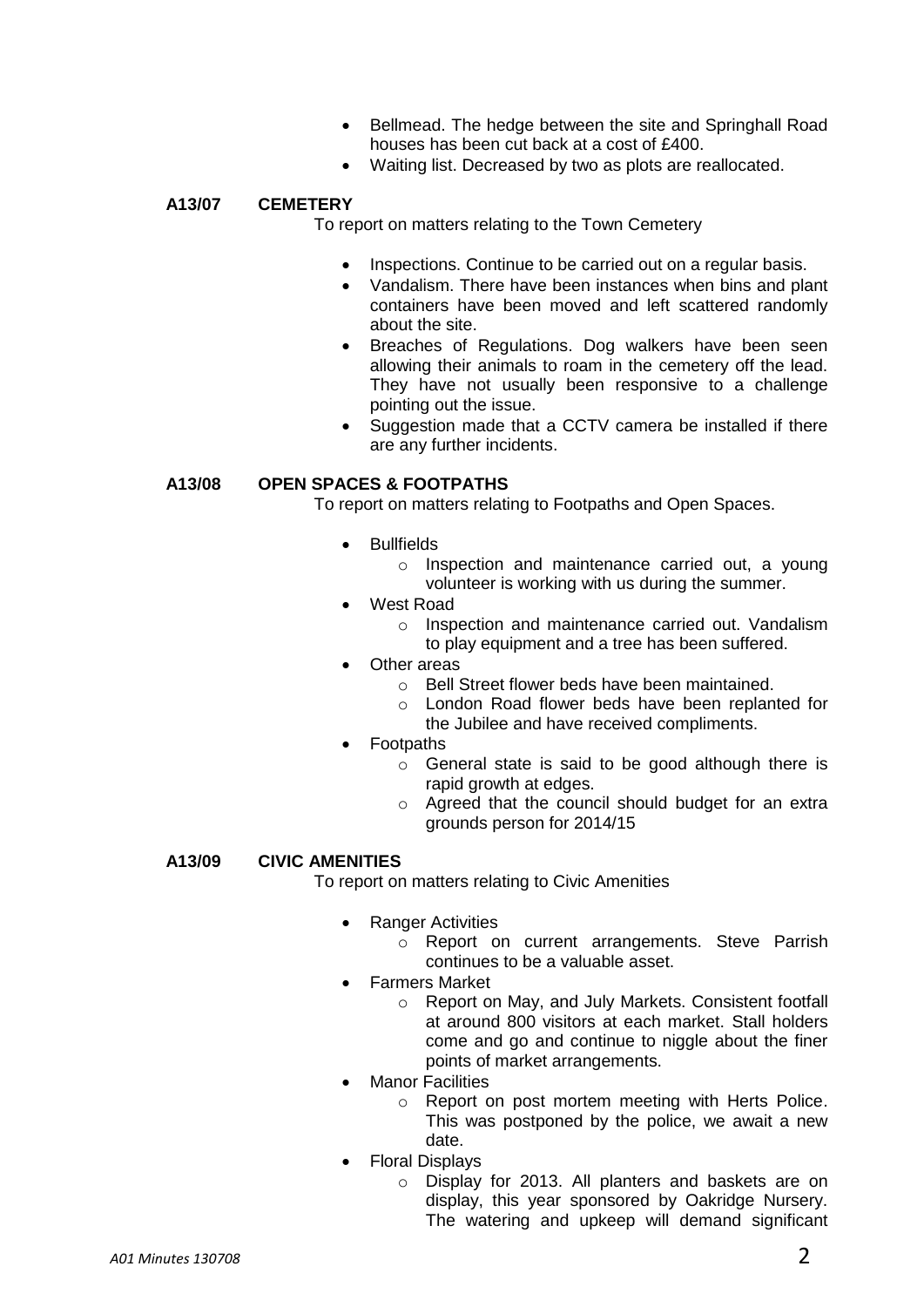- Bellmead. The hedge between the site and Springhall Road houses has been cut back at a cost of £400.
- Waiting list. Decreased by two as plots are reallocated.

**A13/07 CEMETERY**

To report on matters relating to the Town Cemetery

- Inspections. Continue to be carried out on a regular basis.
- Vandalism. There have been instances when bins and plant containers have been moved and left scattered randomly about the site.
- Breaches of Regulations. Dog walkers have been seen allowing their animals to roam in the cemetery off the lead. They have not usually been responsive to a challenge pointing out the issue.
- Suggestion made that a CCTV camera be installed if there are any further incidents.

**A13/08 OPEN SPACES & FOOTPATHS**

To report on matters relating to Footpaths and Open Spaces.

- Bullfields
  - Inspection and maintenance carried out, a young volunteer is working with us during the summer.
- West Road
  - Inspection and maintenance carried out. Vandalism to play equipment and a tree has been suffered.
- Other areas
  - Bell Street flower beds have been maintained.
  - London Road flower beds have been replanted for the Jubilee and have received compliments.
- Footpaths
  - General state is said to be good although there is rapid growth at edges.
  - Agreed that the council should budget for an extra grounds person for 2014/15

**A13/09 CIVIC AMENITIES**

To report on matters relating to Civic Amenities

- Ranger Activities
  - Report on current arrangements. Steve Parrish continues to be a valuable asset.
- Farmers Market
  - Report on May, and July Markets. Consistent footfall at around 800 visitors at each market. Stall holders come and go and continue to niggle about the finer points of market arrangements.
- Manor Facilities
  - Report on post mortem meeting with Herts Police. This was postponed by the police, we await a new date.
- Floral Displays
  - Display for 2013. All planters and baskets are on display, this year sponsored by Oakridge Nursery. The watering and upkeep will demand significant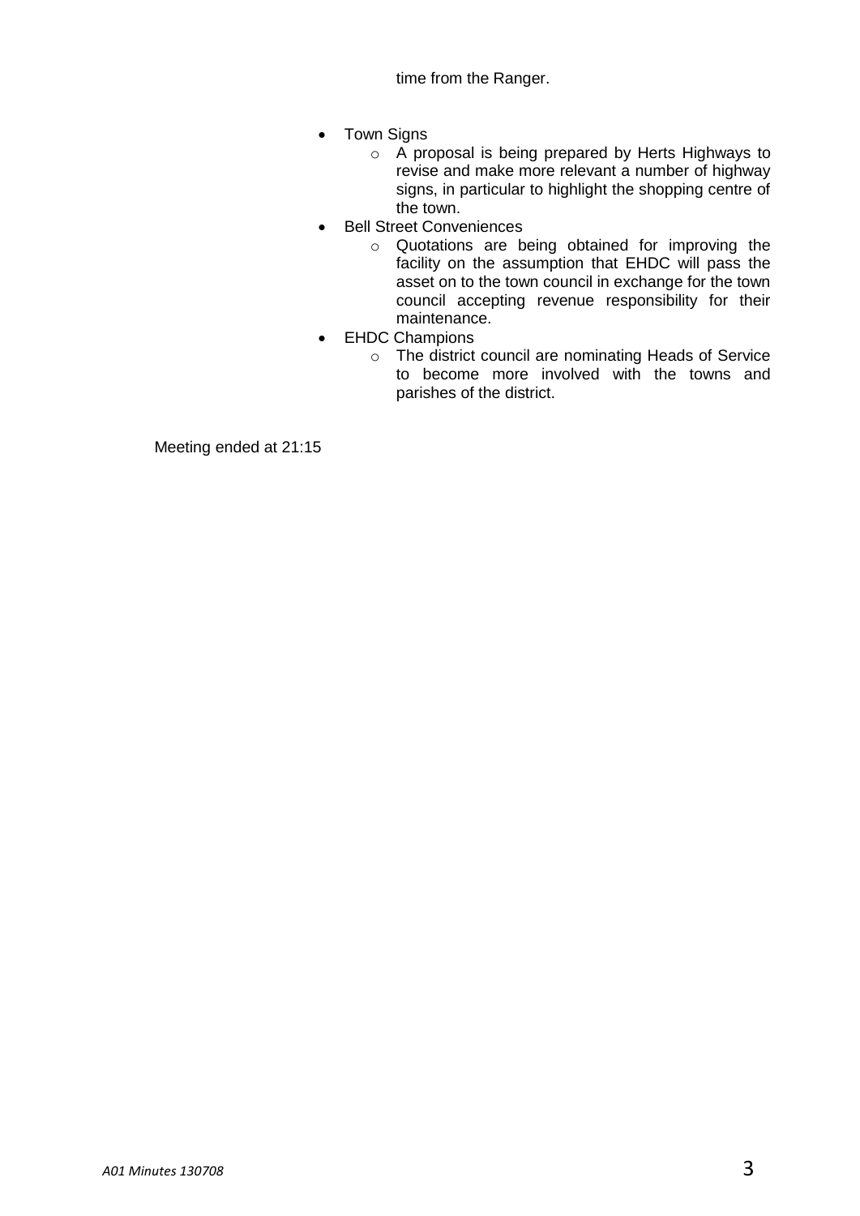time from the Ranger.

- Town Signs
  - A proposal is being prepared by Herts Highways to revise and make more relevant a number of highway signs, in particular to highlight the shopping centre of the town.
- Bell Street Conveniences
  - Quotations are being obtained for improving the facility on the assumption that EHDC will pass the asset on to the town council in exchange for the town council accepting revenue responsibility for their maintenance.
- EHDC Champions
  - The district council are nominating Heads of Service to become more involved with the towns and parishes of the district.

Meeting ended at 21:15